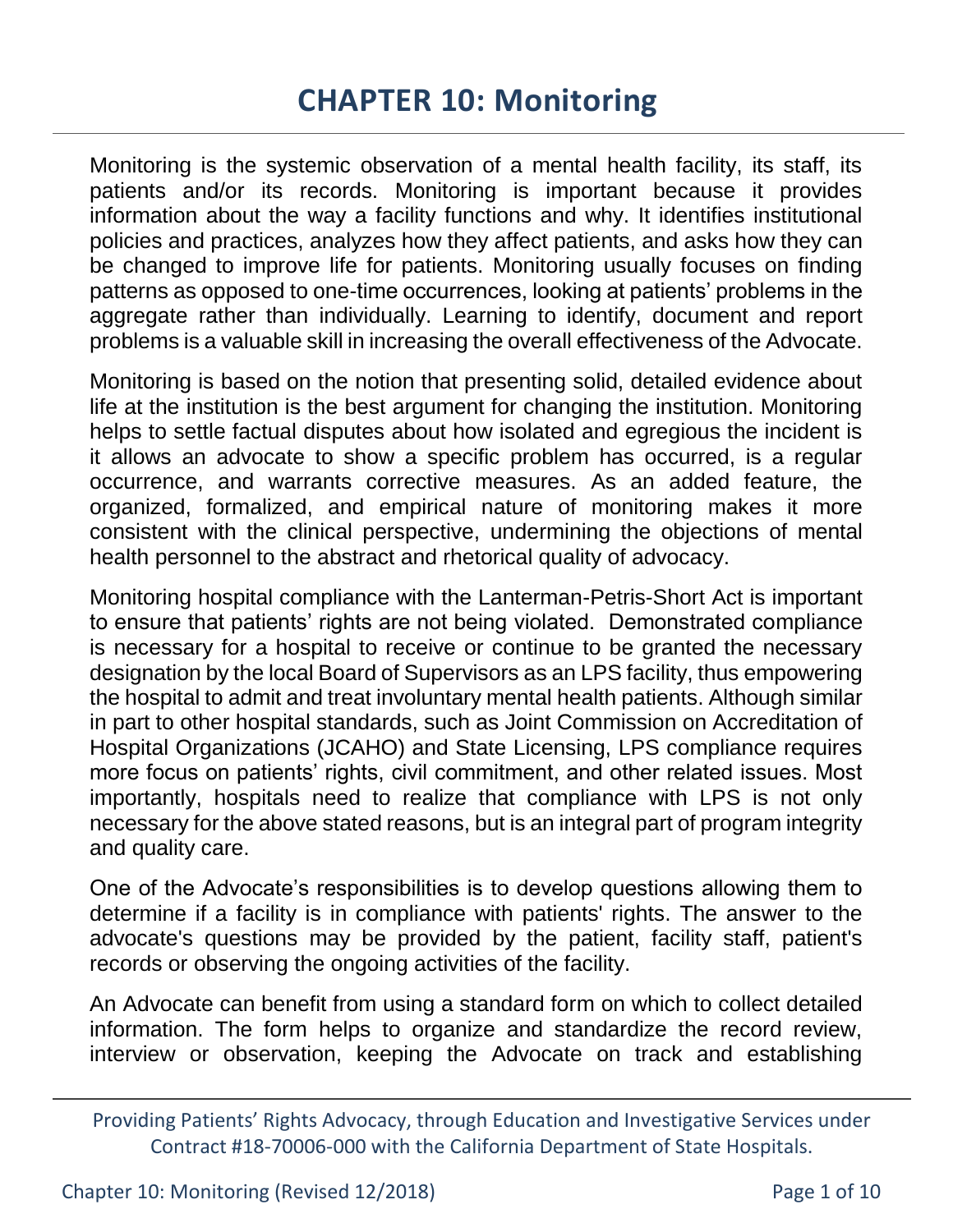# CHAPTER 10: Monitoring

Monitoring is the systemic observation of a mental health facility, its staff, its patients and/or its records. Monitoring is important because it provides information about the way a facility functions and why. It identifies institutional policies and practices, analyzes how they affect patients, and asks how they can be changed to improve life for patients. Monitoring usually focuses on finding patterns as opposed to one-time occurrences, looking at patients' problems in the aggregate rather than individually. Learning to identify, document and report problems is a valuable skill in increasing the overall effectiveness of the Advocate.

Monitoring is based on the notion that presenting solid, detailed evidence about life at the institution is the best argument for changing the institution. Monitoring helps to settle factual disputes about how isolated and egregious the incident is it allows an advocate to show a specific problem has occurred, is a regular occurrence, and warrants corrective measures. As an added feature, the organized, formalized, and empirical nature of monitoring makes it more consistent with the clinical perspective, undermining the objections of mental health personnel to the abstract and rhetorical quality of advocacy.

Monitoring hospital compliance with the Lanterman-Petris-Short Act is important to ensure that patients' rights are not being violated. Demonstrated compliance is necessary for a hospital to receive or continue to be granted the necessary designation by the local Board of Supervisors as an LPS facility, thus empowering the hospital to admit and treat involuntary mental health patients. Although similar in part to other hospital standards, such as Joint Commission on Accreditation of Hospital Organizations (JCAHO) and State Licensing, LPS compliance requires more focus on patients' rights, civil commitment, and other related issues. Most importantly, hospitals need to realize that compliance with LPS is not only necessary for the above stated reasons, but is an integral part of program integrity and quality care.

One of the Advocate's responsibilities is to develop questions allowing them to determine if a facility is in compliance with patients' rights. The answer to the advocate's questions may be provided by the patient, facility staff, patient's records or observing the ongoing activities of the facility.

An Advocate can benefit from using a standard form on which to collect detailed information. The form helps to organize and standardize the record review, interview or observation, keeping the Advocate on track and establishing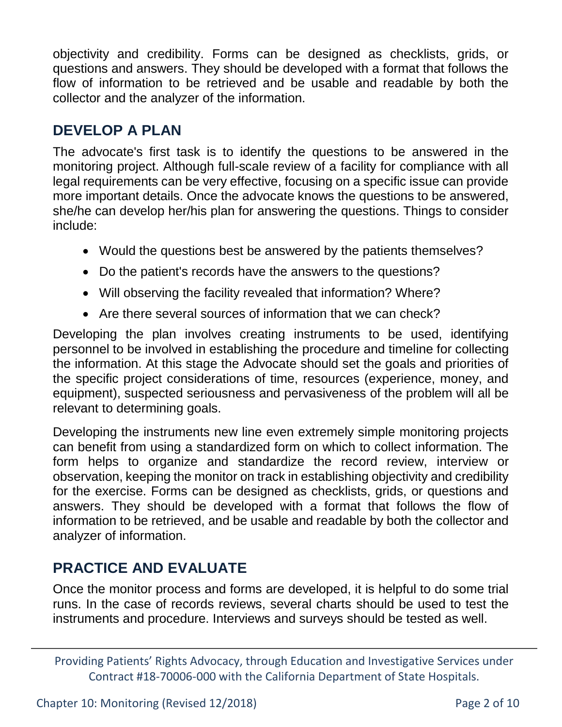objectivity and credibility. Forms can be designed as checklists, grids, or questions and answers. They should be developed with a format that follows the flow of information to be retrieved and be usable and readable by both the collector and the analyzer of the information.

## DEVELOP A PLAN

The advocate's first task is to identify the questions to be answered in the monitoring project. Although full-scale review of a facility for compliance with all legal requirements can be very effective, focusing on a specific issue can provide more important details. Once the advocate knows the questions to be answered, she/he can develop her/his plan for answering the questions. Things to consider include:

- Would the questions best be answered by the patients themselves?
- Do the patient's records have the answers to the questions?
- Will observing the facility revealed that information? Where?
- Are there several sources of information that we can check?

Developing the plan involves creating instruments to be used, identifying personnel to be involved in establishing the procedure and timeline for collecting the information. At this stage the Advocate should set the goals and priorities of the specific project considerations of time, resources (experience, money, and equipment), suspected seriousness and pervasiveness of the problem will all be relevant to determining goals.

Developing the instruments new line even extremely simple monitoring projects can benefit from using a standardized form on which to collect information. The form helps to organize and standardize the record review, interview or observation, keeping the monitor on track in establishing objectivity and credibility for the exercise. Forms can be designed as checklists, grids, or questions and answers. They should be developed with a format that follows the flow of information to be retrieved, and be usable and readable by both the collector and analyzer of information.

## PRACTICE AND EVALUATE

Once the monitor process and forms are developed, it is helpful to do some trial runs. In the case of records reviews, several charts should be used to test the instruments and procedure. Interviews and surveys should be tested as well.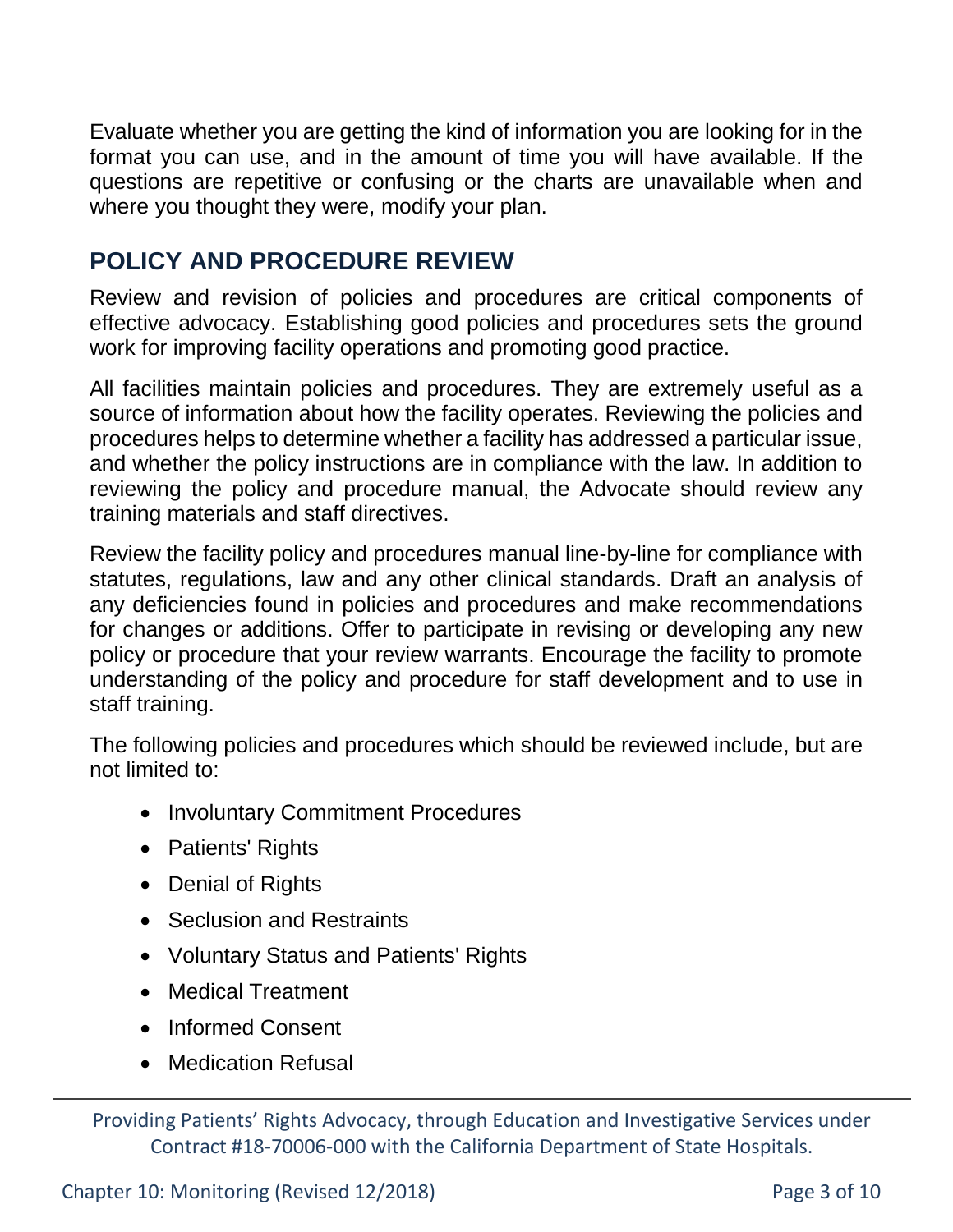Evaluate whether you are getting the kind of information you are looking for in the format you can use, and in the amount of time you will have available. If the questions are repetitive or confusing or the charts are unavailable when and where you thought they were, modify your plan.

## POLICY AND PROCEDURE REVIEW

Review and revision of policies and procedures are critical components of effective advocacy. Establishing good policies and procedures sets the ground work for improving facility operations and promoting good practice.

All facilities maintain policies and procedures. They are extremely useful as a source of information about how the facility operates. Reviewing the policies and procedures helps to determine whether a facility has addressed a particular issue, and whether the policy instructions are in compliance with the law. In addition to reviewing the policy and procedure manual, the Advocate should review any training materials and staff directives.

Review the facility policy and procedures manual line-by-line for compliance with statutes, regulations, law and any other clinical standards. Draft an analysis of any deficiencies found in policies and procedures and make recommendations for changes or additions. Offer to participate in revising or developing any new policy or procedure that your review warrants. Encourage the facility to promote understanding of the policy and procedure for staff development and to use in staff training.

The following policies and procedures which should be reviewed include, but are not limited to:

- Involuntary Commitment Procedures
- Patients' Rights
- Denial of Rights
- Seclusion and Restraints
- Voluntary Status and Patients' Rights
- Medical Treatment
- Informed Consent
- Medication Refusal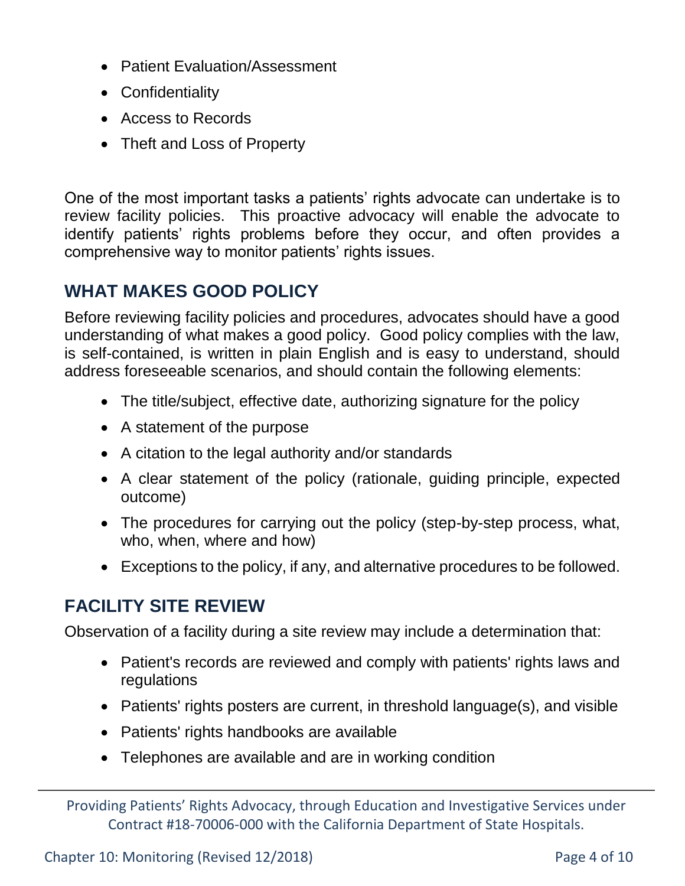- Patient Evaluation/Assessment
- Confidentiality
- Access to Records
- Theft and Loss of Property

One of the most important tasks a patients' rights advocate can undertake is to review facility policies. This proactive advocacy will enable the advocate to identify patients' rights problems before they occur, and often provides a comprehensive way to monitor patients' rights issues.

## WHAT MAKES GOOD POLICY

Before reviewing facility policies and procedures, advocates should have a good understanding of what makes a good policy. Good policy complies with the law, is self-contained, is written in plain English and is easy to understand, should address foreseeable scenarios, and should contain the following elements:

- The title/subject, effective date, authorizing signature for the policy
- A statement of the purpose
- A citation to the legal authority and/or standards
- A clear statement of the policy (rationale, guiding principle, expected outcome)
- The procedures for carrying out the policy (step-by-step process, what, who, when, where and how)
- Exceptions to the policy, if any, and alternative procedures to be followed.

## FACILITY SITE REVIEW

Observation of a facility during a site review may include a determination that:

- Patient's records are reviewed and comply with patients' rights laws and regulations
- Patients' rights posters are current, in threshold language(s), and visible
- Patients' rights handbooks are available
- Telephones are available and are in working condition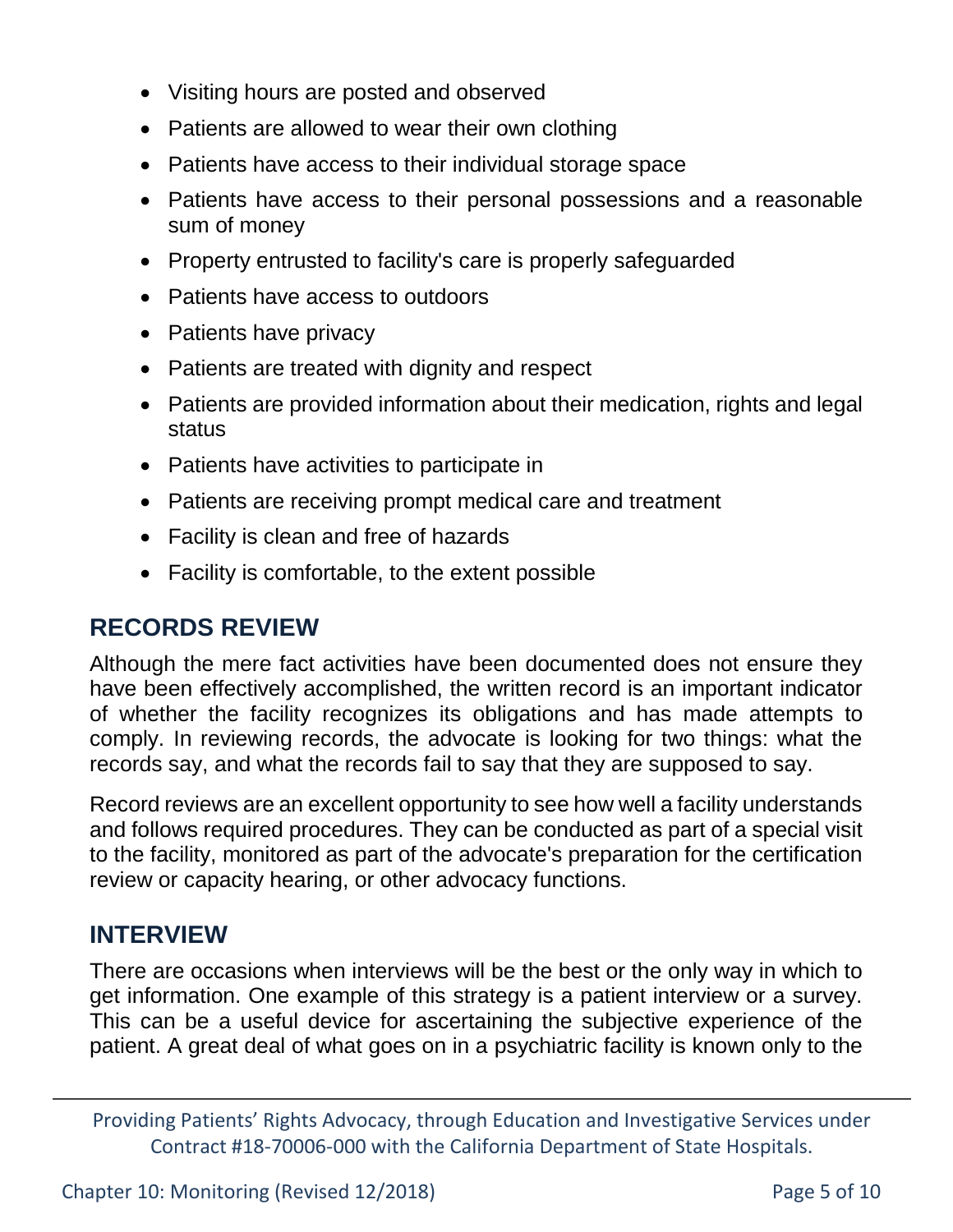- Visiting hours are posted and observed
- Patients are allowed to wear their own clothing
- Patients have access to their individual storage space
- Patients have access to their personal possessions and a reasonable sum of money
- Property entrusted to facility's care is properly safeguarded
- Patients have access to outdoors
- Patients have privacy
- Patients are treated with dignity and respect
- Patients are provided information about their medication, rights and legal status
- Patients have activities to participate in
- Patients are receiving prompt medical care and treatment
- Facility is clean and free of hazards
- Facility is comfortable, to the extent possible

## RECORDS REVIEW

Although the mere fact activities have been documented does not ensure they have been effectively accomplished, the written record is an important indicator of whether the facility recognizes its obligations and has made attempts to comply. In reviewing records, the advocate is looking for two things: what the records say, and what the records fail to say that they are supposed to say.

Record reviews are an excellent opportunity to see how well a facility understands and follows required procedures. They can be conducted as part of a special visit to the facility, monitored as part of the advocate's preparation for the certification review or capacity hearing, or other advocacy functions.

## INTERVIEW

There are occasions when interviews will be the best or the only way in which to get information. One example of this strategy is a patient interview or a survey. This can be a useful device for ascertaining the subjective experience of the patient. A great deal of what goes on in a psychiatric facility is known only to the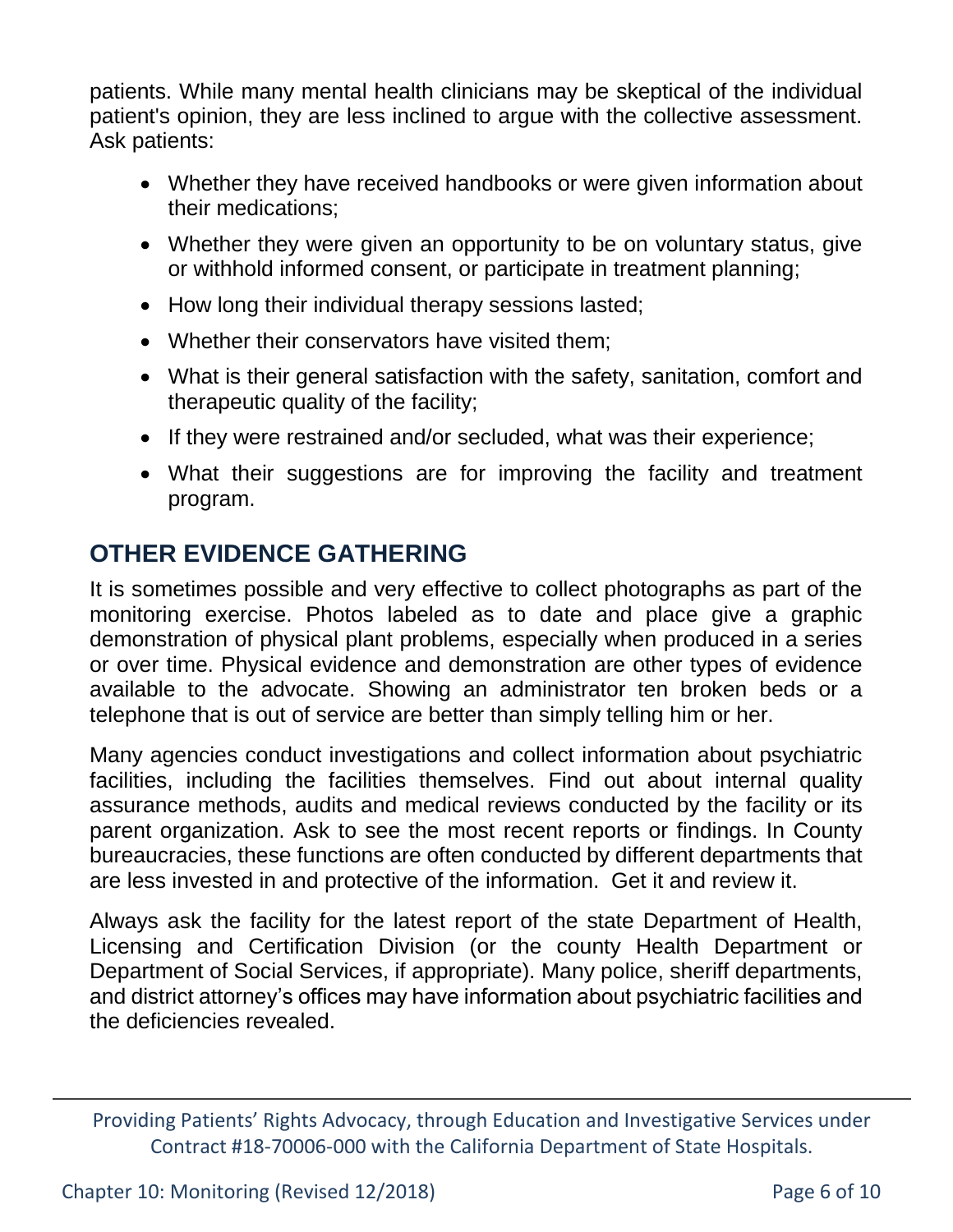patients. While many mental health clinicians may be skeptical of the individual patient's opinion, they are less inclined to argue with the collective assessment. Ask patients:

- Whether they have received handbooks or were given information about their medications;
- Whether they were given an opportunity to be on voluntary status, give or withhold informed consent, or participate in treatment planning;
- How long their individual therapy sessions lasted;
- Whether their conservators have visited them;
- What is their general satisfaction with the safety, sanitation, comfort and therapeutic quality of the facility;
- If they were restrained and/or secluded, what was their experience;
- What their suggestions are for improving the facility and treatment program.

## OTHER EVIDENCE GATHERING

It is sometimes possible and very effective to collect photographs as part of the monitoring exercise. Photos labeled as to date and place give a graphic demonstration of physical plant problems, especially when produced in a series or over time. Physical evidence and demonstration are other types of evidence available to the advocate. Showing an administrator ten broken beds or a telephone that is out of service are better than simply telling him or her.

Many agencies conduct investigations and collect information about psychiatric facilities, including the facilities themselves. Find out about internal quality assurance methods, audits and medical reviews conducted by the facility or its parent organization. Ask to see the most recent reports or findings. In County bureaucracies, these functions are often conducted by different departments that are less invested in and protective of the information. Get it and review it.

Always ask the facility for the latest report of the state Department of Health, Licensing and Certification Division (or the county Health Department or Department of Social Services, if appropriate). Many police, sheriff departments, and district attorney's offices may have information about psychiatric facilities and the deficiencies revealed.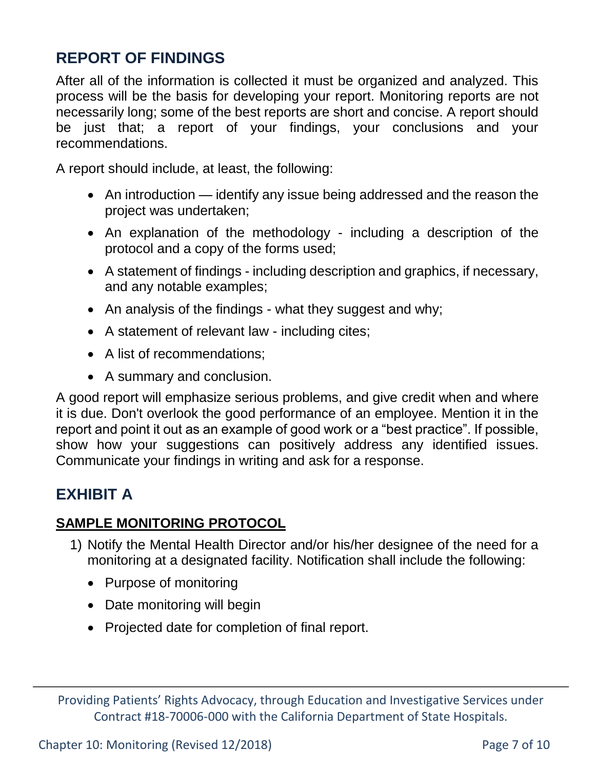## REPORT OF FINDINGS

After all of the information is collected it must be organized and analyzed. This process will be the basis for developing your report. Monitoring reports are not necessarily long; some of the best reports are short and concise. A report should be just that; a report of your findings, your conclusions and your recommendations.

A report should include, at least, the following:

- An introduction — identify any issue being addressed and the reason the project was undertaken;
- An explanation of the methodology - including a description of the protocol and a copy of the forms used;
- A statement of findings - including description and graphics, if necessary, and any notable examples;
- An analysis of the findings - what they suggest and why;
- A statement of relevant law - including cites;
- A list of recommendations;
- A summary and conclusion.

A good report will emphasize serious problems, and give credit when and where it is due. Don't overlook the good performance of an employee. Mention it in the report and point it out as an example of good work or a "best practice". If possible, show how your suggestions can positively address any identified issues. Communicate your findings in writing and ask for a response.

## EXHIBIT A

### SAMPLE MONITORING PROTOCOL

1) Notify the Mental Health Director and/or his/her designee of the need for a monitoring at a designated facility. Notification shall include the following:
   - Purpose of monitoring
   - Date monitoring will begin
   - Projected date for completion of final report.

Providing Patients' Rights Advocacy, through Education and Investigative Services under Contract #18-70006-000 with the California Department of State Hospitals.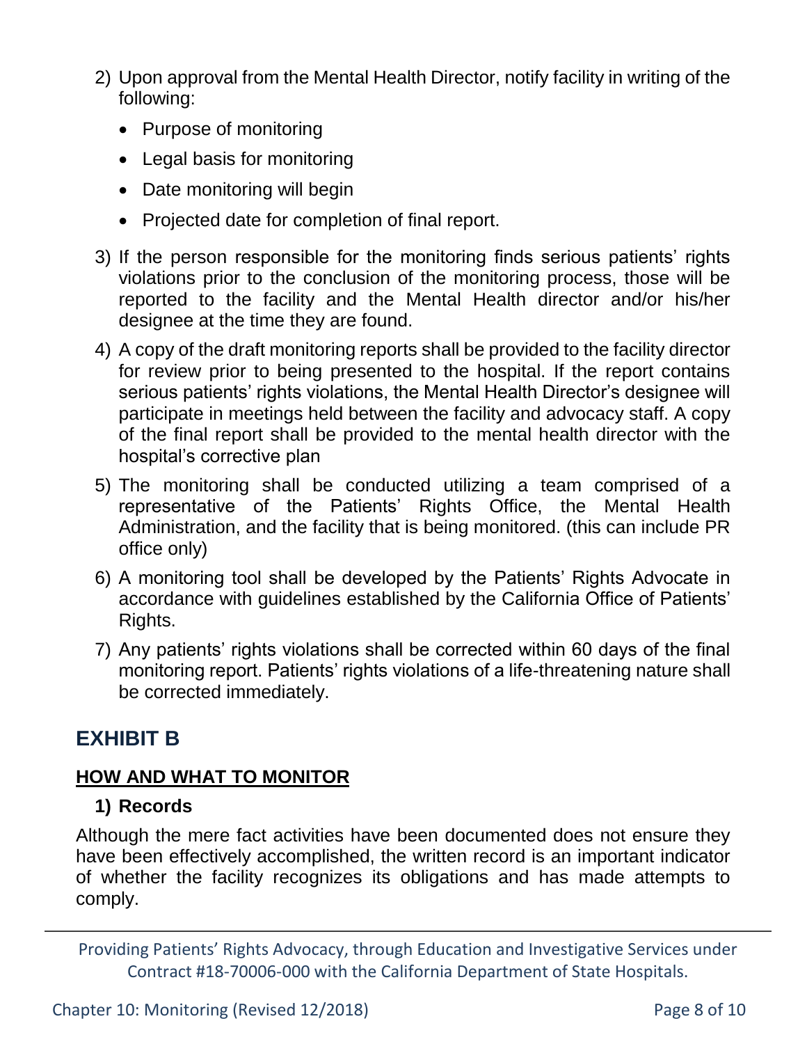2) Upon approval from the Mental Health Director, notify facility in writing of the following:
    - Purpose of monitoring
    - Legal basis for monitoring
    - Date monitoring will begin
    - Projected date for completion of final report.
3) If the person responsible for the monitoring finds serious patients' rights violations prior to the conclusion of the monitoring process, those will be reported to the facility and the Mental Health director and/or his/her designee at the time they are found.
4) A copy of the draft monitoring reports shall be provided to the facility director for review prior to being presented to the hospital. If the report contains serious patients' rights violations, the Mental Health Director's designee will participate in meetings held between the facility and advocacy staff. A copy of the final report shall be provided to the mental health director with the hospital's corrective plan
5) The monitoring shall be conducted utilizing a team comprised of a representative of the Patients' Rights Office, the Mental Health Administration, and the facility that is being monitored. (this can include PR office only)
6) A monitoring tool shall be developed by the Patients' Rights Advocate in accordance with guidelines established by the California Office of Patients' Rights.
7) Any patients' rights violations shall be corrected within 60 days of the final monitoring report. Patients' rights violations of a life-threatening nature shall be corrected immediately.

## EXHIBIT B

### <u>HOW AND WHAT TO MONITOR</u>

**1) Records**

Although the mere fact activities have been documented does not ensure they have been effectively accomplished, the written record is an important indicator of whether the facility recognizes its obligations and has made attempts to comply.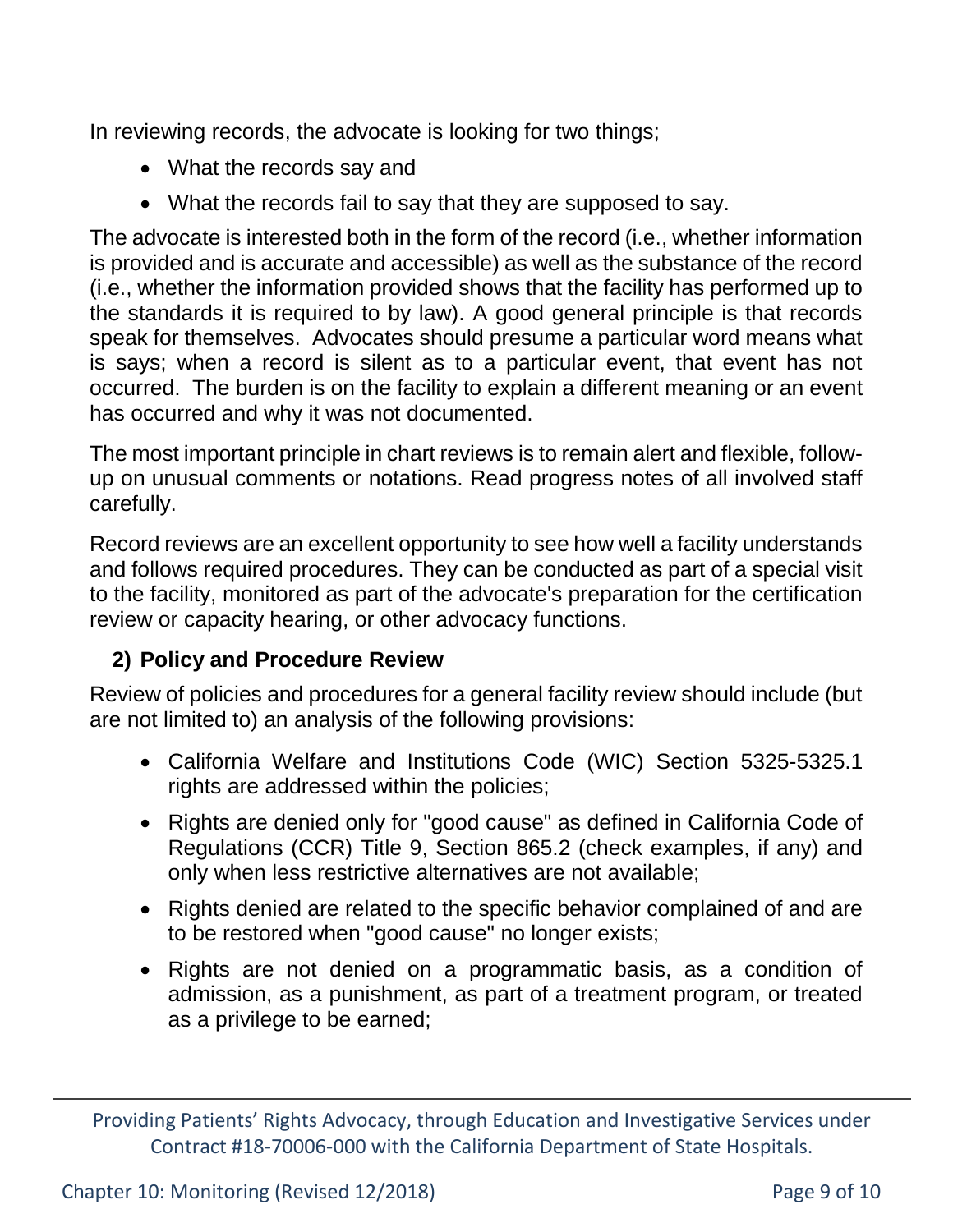In reviewing records, the advocate is looking for two things;

- What the records say and
- What the records fail to say that they are supposed to say.

The advocate is interested both in the form of the record (i.e., whether information is provided and is accurate and accessible) as well as the substance of the record (i.e., whether the information provided shows that the facility has performed up to the standards it is required to by law). A good general principle is that records speak for themselves. Advocates should presume a particular word means what is says; when a record is silent as to a particular event, that event has not occurred. The burden is on the facility to explain a different meaning or an event has occurred and why it was not documented.

The most important principle in chart reviews is to remain alert and flexible, follow-up on unusual comments or notations. Read progress notes of all involved staff carefully.

Record reviews are an excellent opportunity to see how well a facility understands and follows required procedures. They can be conducted as part of a special visit to the facility, monitored as part of the advocate's preparation for the certification review or capacity hearing, or other advocacy functions.

### 2) Policy and Procedure Review

Review of policies and procedures for a general facility review should include (but are not limited to) an analysis of the following provisions:

- California Welfare and Institutions Code (WIC) Section 5325-5325.1 rights are addressed within the policies;
- Rights are denied only for "good cause" as defined in California Code of Regulations (CCR) Title 9, Section 865.2 (check examples, if any) and only when less restrictive alternatives are not available;
- Rights denied are related to the specific behavior complained of and are to be restored when "good cause" no longer exists;
- Rights are not denied on a programmatic basis, as a condition of admission, as a punishment, as part of a treatment program, or treated as a privilege to be earned;

Providing Patients' Rights Advocacy, through Education and Investigative Services under Contract #18-70006-000 with the California Department of State Hospitals.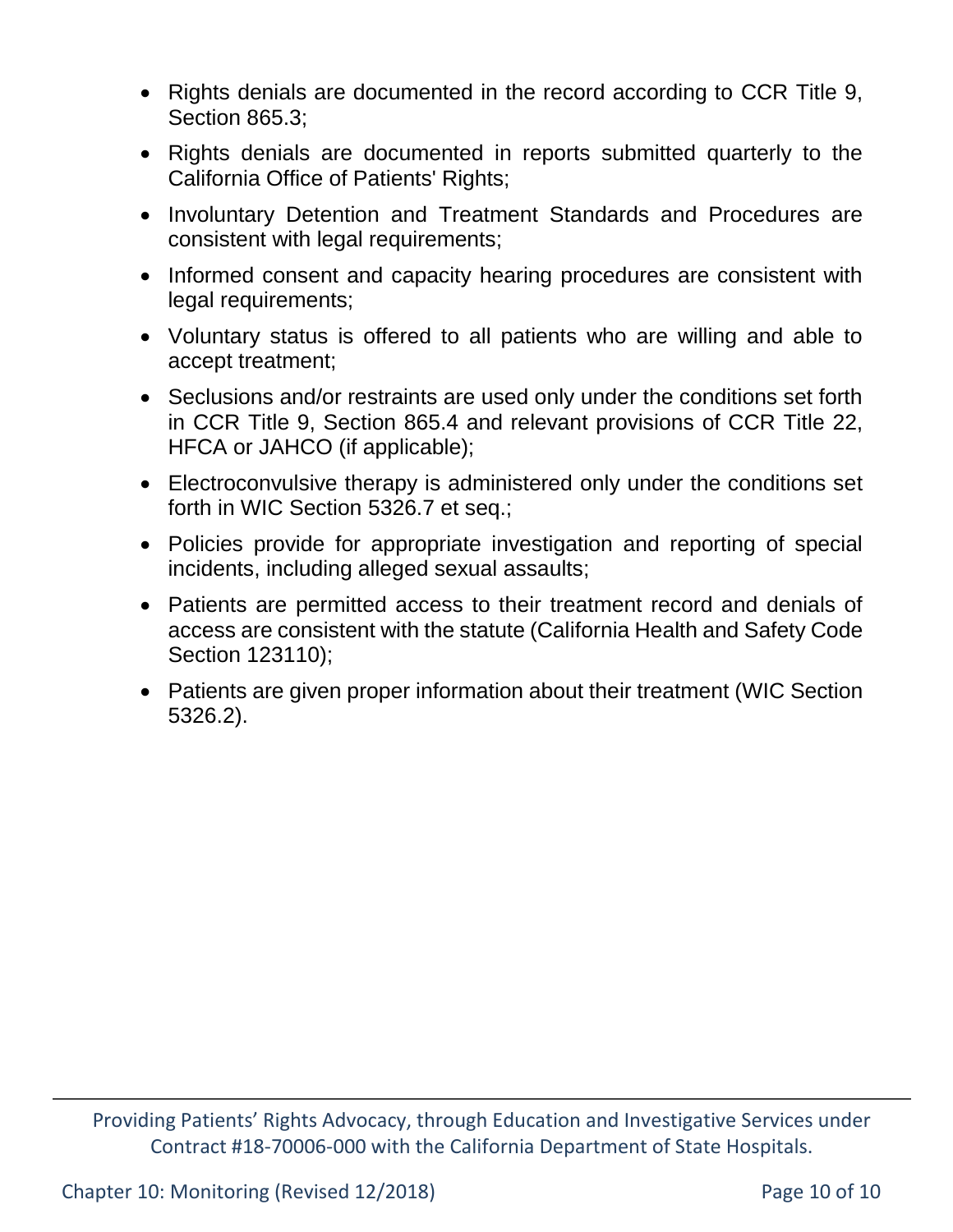- Rights denials are documented in the record according to CCR Title 9, Section 865.3;
- Rights denials are documented in reports submitted quarterly to the California Office of Patients' Rights;
- Involuntary Detention and Treatment Standards and Procedures are consistent with legal requirements;
- Informed consent and capacity hearing procedures are consistent with legal requirements;
- Voluntary status is offered to all patients who are willing and able to accept treatment;
- Seclusions and/or restraints are used only under the conditions set forth in CCR Title 9, Section 865.4 and relevant provisions of CCR Title 22, HFCA or JAHCO (if applicable);
- Electroconvulsive therapy is administered only under the conditions set forth in WIC Section 5326.7 et seq.;
- Policies provide for appropriate investigation and reporting of special incidents, including alleged sexual assaults;
- Patients are permitted access to their treatment record and denials of access are consistent with the statute (California Health and Safety Code Section 123110);
- Patients are given proper information about their treatment (WIC Section 5326.2).